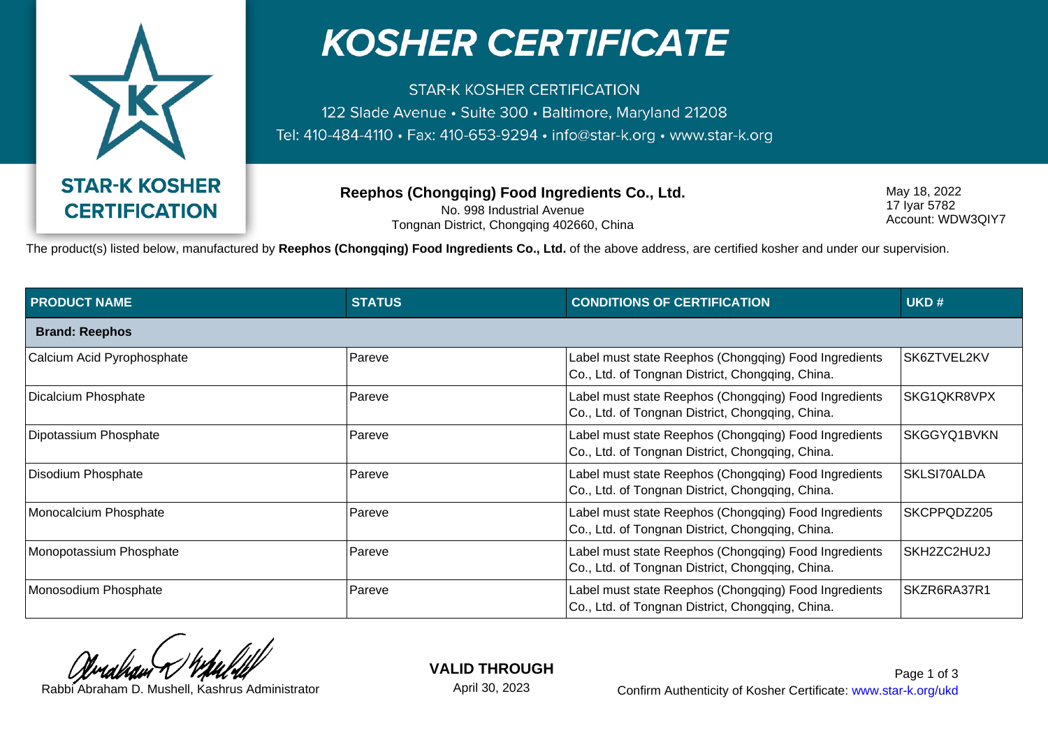# KOSHER CERTIFICATE

STAR-K KOSHER CERTIFICATION
122 Slade Avenue • Suite 300 • Baltimore, Maryland 21208
Tel: 410-484-4110 • Fax: 410-653-9294 • info@star-k.org • www.star-k.org

STAR-K KOSHER CERTIFICATION

**Reephos (Chongqing) Food Ingredients Co., Ltd.**
No. 998 Industrial Avenue
Tongnan District, Chongqing 402660, China

May 18, 2022
17 Iyar 5782
Account: WDW3QIY7

The product(s) listed below, manufactured by **Reephos (Chongqing) Food Ingredients Co., Ltd.** of the above address, are certified kosher and under our supervision.

| PRODUCT NAME | STATUS | CONDITIONS OF CERTIFICATION | UKD # |
|---|---|---|---|
| **Brand: Reephos** | | | |
| Calcium Acid Pyrophosphate | Pareve | Label must state Reephos (Chongqing) Food Ingredients Co., Ltd. of Tongnan District, Chongqing, China. | SK6ZTVEL2KV |
| Dicalcium Phosphate | Pareve | Label must state Reephos (Chongqing) Food Ingredients Co., Ltd. of Tongnan District, Chongqing, China. | SKG1QKR8VPX |
| Dipotassium Phosphate | Pareve | Label must state Reephos (Chongqing) Food Ingredients Co., Ltd. of Tongnan District, Chongqing, China. | SKGGYQ1BVKN |
| Disodium Phosphate | Pareve | Label must state Reephos (Chongqing) Food Ingredients Co., Ltd. of Tongnan District, Chongqing, China. | SKLSI70ALDA |
| Monocalcium Phosphate | Pareve | Label must state Reephos (Chongqing) Food Ingredients Co., Ltd. of Tongnan District, Chongqing, China. | SKCPPQDZ205 |
| Monopotassium Phosphate | Pareve | Label must state Reephos (Chongqing) Food Ingredients Co., Ltd. of Tongnan District, Chongqing, China. | SKH2ZC2HU2J |
| Monosodium Phosphate | Pareve | Label must state Reephos (Chongqing) Food Ingredients Co., Ltd. of Tongnan District, Chongqing, China. | SKZR6RA37R1 |

Rabbi Abraham D. Mushell, Kashrus Administrator

**VALID THROUGH**
April 30, 2023

Confirm Authenticity of Kosher Certificate: www.star-k.org/ukd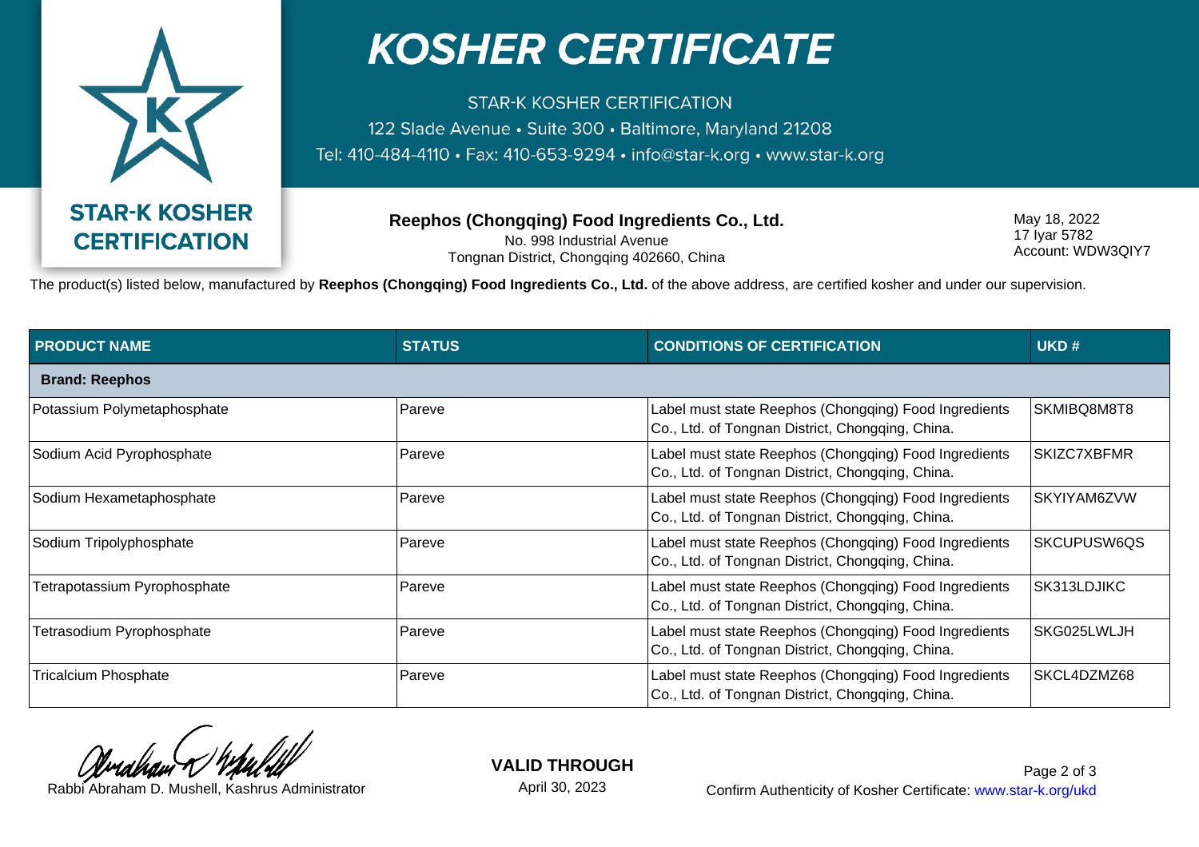# KOSHER CERTIFICATE

STAR-K KOSHER CERTIFICATION
122 Slade Avenue • Suite 300 • Baltimore, Maryland 21208
Tel: 410-484-4110 • Fax: 410-653-9294 • info@star-k.org • www.star-k.org

**STAR-K KOSHER CERTIFICATION**

**Reephos (Chongqing) Food Ingredients Co., Ltd.**
No. 998 Industrial Avenue
Tongnan District, Chongqing 402660, China

May 18, 2022
17 Iyar 5782
Account: WDW3QIY7

The product(s) listed below, manufactured by **Reephos (Chongqing) Food Ingredients Co., Ltd.** of the above address, are certified kosher and under our supervision.

| PRODUCT NAME | STATUS | CONDITIONS OF CERTIFICATION | UKD # |
|---|---|---|---|
| **Brand: Reephos** | | | |
| Potassium Polymetaphosphate | Pareve | Label must state Reephos (Chongqing) Food Ingredients Co., Ltd. of Tongnan District, Chongqing, China. | SKMIBQ8M8T8 |
| Sodium Acid Pyrophosphate | Pareve | Label must state Reephos (Chongqing) Food Ingredients Co., Ltd. of Tongnan District, Chongqing, China. | SKIZC7XBFMR |
| Sodium Hexametaphosphate | Pareve | Label must state Reephos (Chongqing) Food Ingredients Co., Ltd. of Tongnan District, Chongqing, China. | SKYIYAM6ZVW |
| Sodium Tripolyphosphate | Pareve | Label must state Reephos (Chongqing) Food Ingredients Co., Ltd. of Tongnan District, Chongqing, China. | SKCUPUSW6QS |
| Tetrapotassium Pyrophosphate | Pareve | Label must state Reephos (Chongqing) Food Ingredients Co., Ltd. of Tongnan District, Chongqing, China. | SK313LDJIKC |
| Tetrasodium Pyrophosphate | Pareve | Label must state Reephos (Chongqing) Food Ingredients Co., Ltd. of Tongnan District, Chongqing, China. | SKG025LWLJH |
| Tricalcium Phosphate | Pareve | Label must state Reephos (Chongqing) Food Ingredients Co., Ltd. of Tongnan District, Chongqing, China. | SKCL4DZMZ68 |

Rabbi Abraham D. Mushell, Kashrus Administrator

**VALID THROUGH**
April 30, 2023

Confirm Authenticity of Kosher Certificate: www.star-k.org/ukd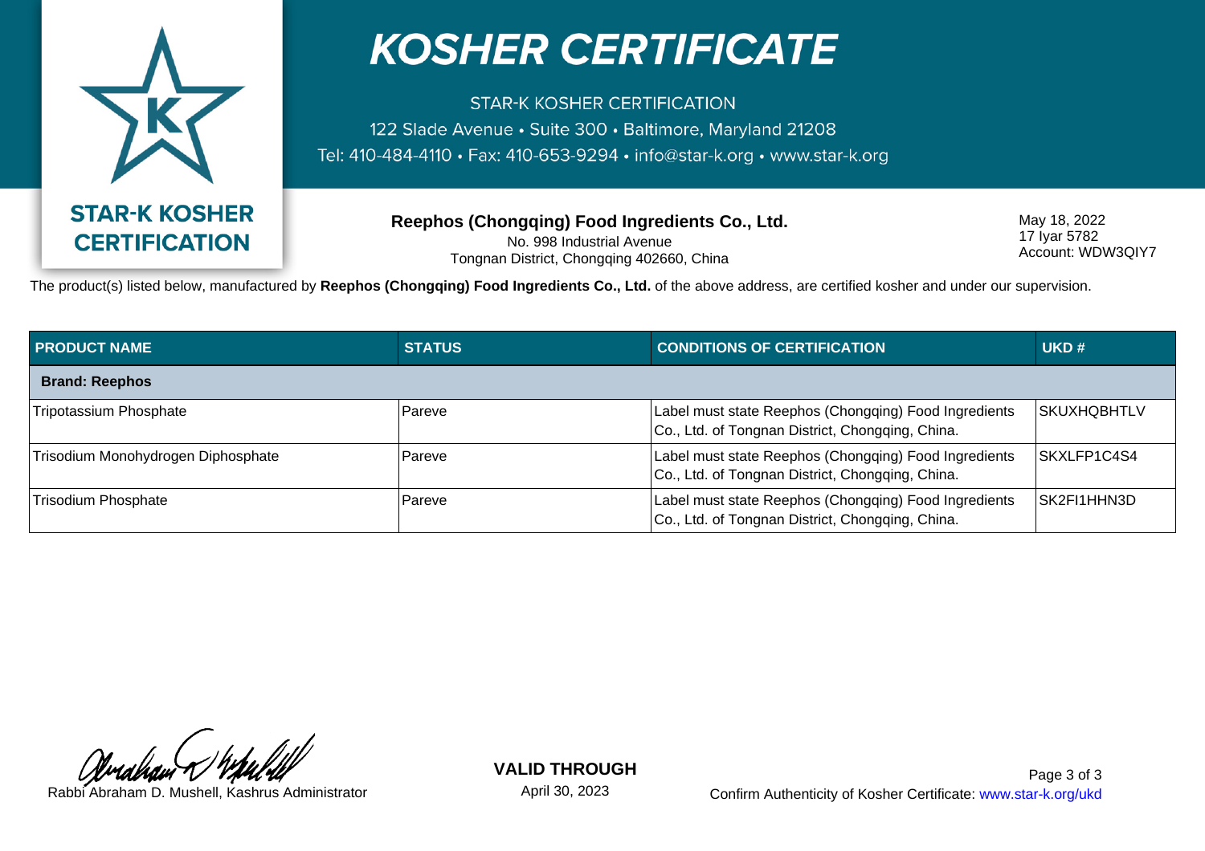# KOSHER CERTIFICATE

STAR-K KOSHER CERTIFICATION
122 Slade Avenue • Suite 300 • Baltimore, Maryland 21208
Tel: 410-484-4110 • Fax: 410-653-9294 • info@star-k.org • www.star-k.org

**STAR-K KOSHER CERTIFICATION**

**Reephos (Chongqing) Food Ingredients Co., Ltd.**
No. 998 Industrial Avenue
Tongnan District, Chongqing 402660, China

May 18, 2022
17 Iyar 5782
Account: WDW3QIY7

The product(s) listed below, manufactured by **Reephos (Chongqing) Food Ingredients Co., Ltd.** of the above address, are certified kosher and under our supervision.

| PRODUCT NAME | STATUS | CONDITIONS OF CERTIFICATION | UKD # |
|---|---|---|---|
| **Brand: Reephos** | | | |
| Tripotassium Phosphate | Pareve | Label must state Reephos (Chongqing) Food Ingredients Co., Ltd. of Tongnan District, Chongqing, China. | SKUXHQBHTLV |
| Trisodium Monohydrogen Diphosphate | Pareve | Label must state Reephos (Chongqing) Food Ingredients Co., Ltd. of Tongnan District, Chongqing, China. | SKXLFP1C4S4 |
| Trisodium Phosphate | Pareve | Label must state Reephos (Chongqing) Food Ingredients Co., Ltd. of Tongnan District, Chongqing, China. | SK2FI1HHN3D |

Rabbi Abraham D. Mushell, Kashrus Administrator

**VALID THROUGH**
April 30, 2023

Confirm Authenticity of Kosher Certificate: www.star-k.org/ukd